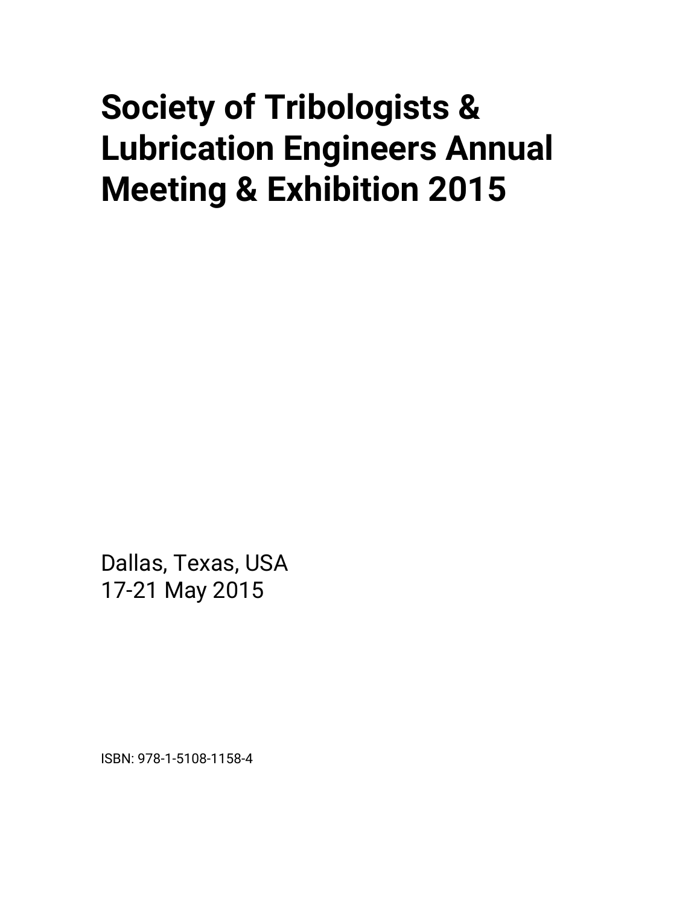# Society of Tribologists & Lubrication Engineers Annual Meeting & Exhibition 2015

Dallas, Texas, USA
17-21 May 2015

ISBN: 978-1-5108-1158-4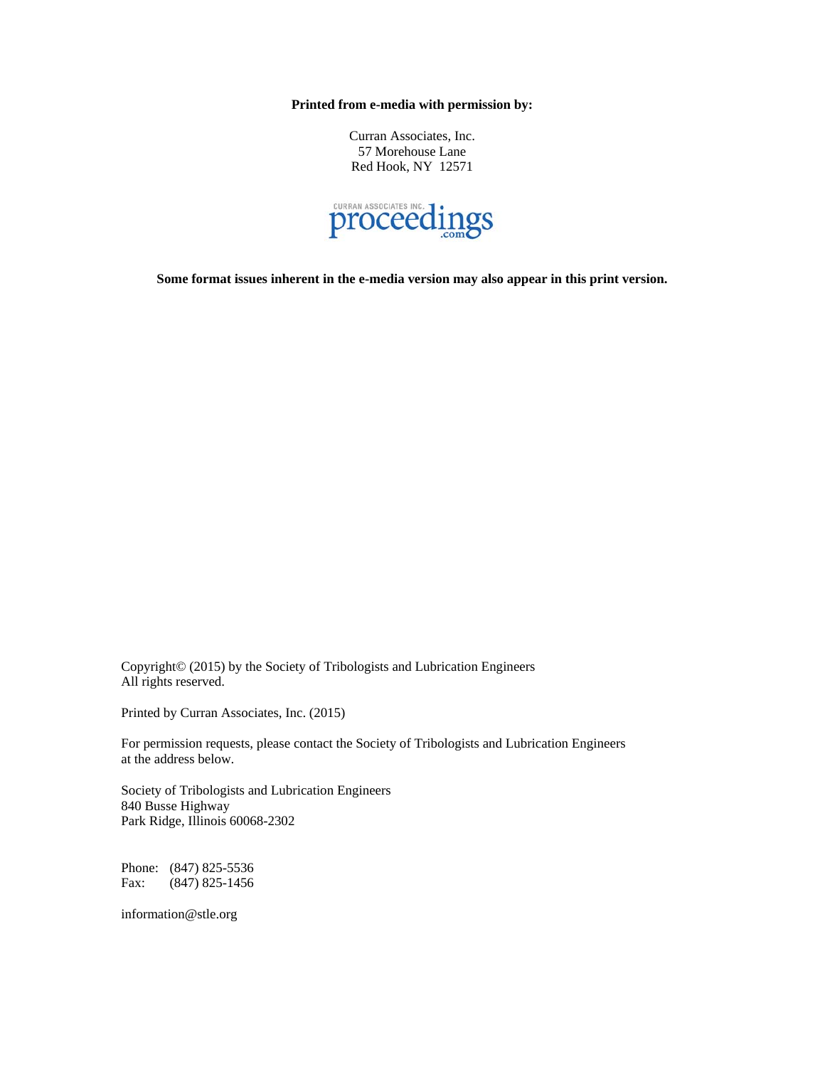**Printed from e-media with permission by:**

Curran Associates, Inc.
57 Morehouse Lane
Red Hook, NY 12571

CURRAN ASSOCIATES INC. proceedings.com

**Some format issues inherent in the e-media version may also appear in this print version.**

Copyright© (2015) by the Society of Tribologists and Lubrication Engineers
All rights reserved.

Printed by Curran Associates, Inc. (2015)

For permission requests, please contact the Society of Tribologists and Lubrication Engineers at the address below.

Society of Tribologists and Lubrication Engineers
840 Busse Highway
Park Ridge, Illinois 60068-2302

Phone: (847) 825-5536
Fax: (847) 825-1456

information@stle.org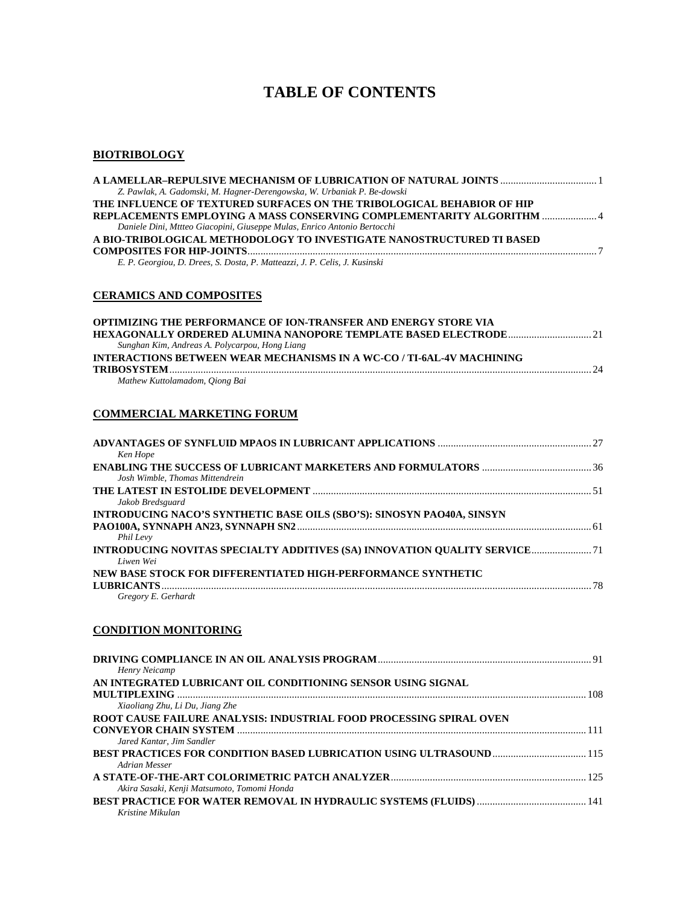# TABLE OF CONTENTS

## BIOTRIBOLOGY

**A LAMELLAR–REPULSIVE MECHANISM OF LUBRICATION OF NATURAL JOINTS** .................................... 1
*Z. Pawlak, A. Gadomski, M. Hagner-Derengowska, W. Urbaniak P. Be-dowski*

**THE INFLUENCE OF TEXTURED SURFACES ON THE TRIBOLOGICAL BEHABIOR OF HIP REPLACEMENTS EMPLOYING A MASS CONSERVING COMPLEMENTARITY ALGORITHM** ..................... 4
*Daniele Dini, Mttteo Giacopini, Giuseppe Mulas, Enrico Antonio Bertocchi*

**A BIO-TRIBOLOGICAL METHODOLOGY TO INVESTIGATE NANOSTRUCTURED TI BASED COMPOSITES FOR HIP-JOINTS** ..................... 7
*E. P. Georgiou, D. Drees, S. Dosta, P. Matteazzi, J. P. Celis, J. Kusinski*

## CERAMICS AND COMPOSITES

**OPTIMIZING THE PERFORMANCE OF ION-TRANSFER AND ENERGY STORE VIA HEXAGONALLY ORDERED ALUMINA NANOPORE TEMPLATE BASED ELECTRODE** ................................ 21
*Sunghan Kim, Andreas A. Polycarpou, Hong Liang*

**INTERACTIONS BETWEEN WEAR MECHANISMS IN A WC-CO / TI-6AL-4V MACHINING TRIBOSYSTEM** ..................... 24
*Mathew Kuttolamadom, Qiong Bai*

## COMMERCIAL MARKETING FORUM

**ADVANTAGES OF SYNFLUID MPAOS IN LUBRICANT APPLICATIONS** ..................... 27
*Ken Hope*

**ENABLING THE SUCCESS OF LUBRICANT MARKETERS AND FORMULATORS** ..................... 36
*Josh Wimble, Thomas Mittendrein*

**THE LATEST IN ESTOLIDE DEVELOPMENT** ..................... 51
*Jakob Bredsguard*

**INTRODUCING NACO'S SYNTHETIC BASE OILS (SBO'S): SINOSYN PAO40A, SINSYN PAO100A, SYNNAPH AN23, SYNNAPH SN2** ..................... 61
*Phil Levy*

**INTRODUCING NOVITAS SPECIALTY ADDITIVES (SA) INNOVATION QUALITY SERVICE** ..................... 71
*Liwen Wei*

**NEW BASE STOCK FOR DIFFERENTIATED HIGH-PERFORMANCE SYNTHETIC LUBRICANTS** ..................... 78
*Gregory E. Gerhardt*

## CONDITION MONITORING

**DRIVING COMPLIANCE IN AN OIL ANALYSIS PROGRAM** ..................... 91
*Henry Neicamp*

**AN INTEGRATED LUBRICANT OIL CONDITIONING SENSOR USING SIGNAL MULTIPLEXING** ..................... 108
*Xiaoliang Zhu, Li Du, Jiang Zhe*

**ROOT CAUSE FAILURE ANALYSIS: INDUSTRIAL FOOD PROCESSING SPIRAL OVEN CONVEYOR CHAIN SYSTEM** ..................... 111
*Jared Kantar, Jim Sandler*

**BEST PRACTICES FOR CONDITION BASED LUBRICATION USING ULTRASOUND** ..................... 115
*Adrian Messer*

**A STATE-OF-THE-ART COLORIMETRIC PATCH ANALYZER** ..................... 125
*Akira Sasaki, Kenji Matsumoto, Tomomi Honda*

**BEST PRACTICE FOR WATER REMOVAL IN HYDRAULIC SYSTEMS (FLUIDS)** ..................... 141
*Kristine Mikulan*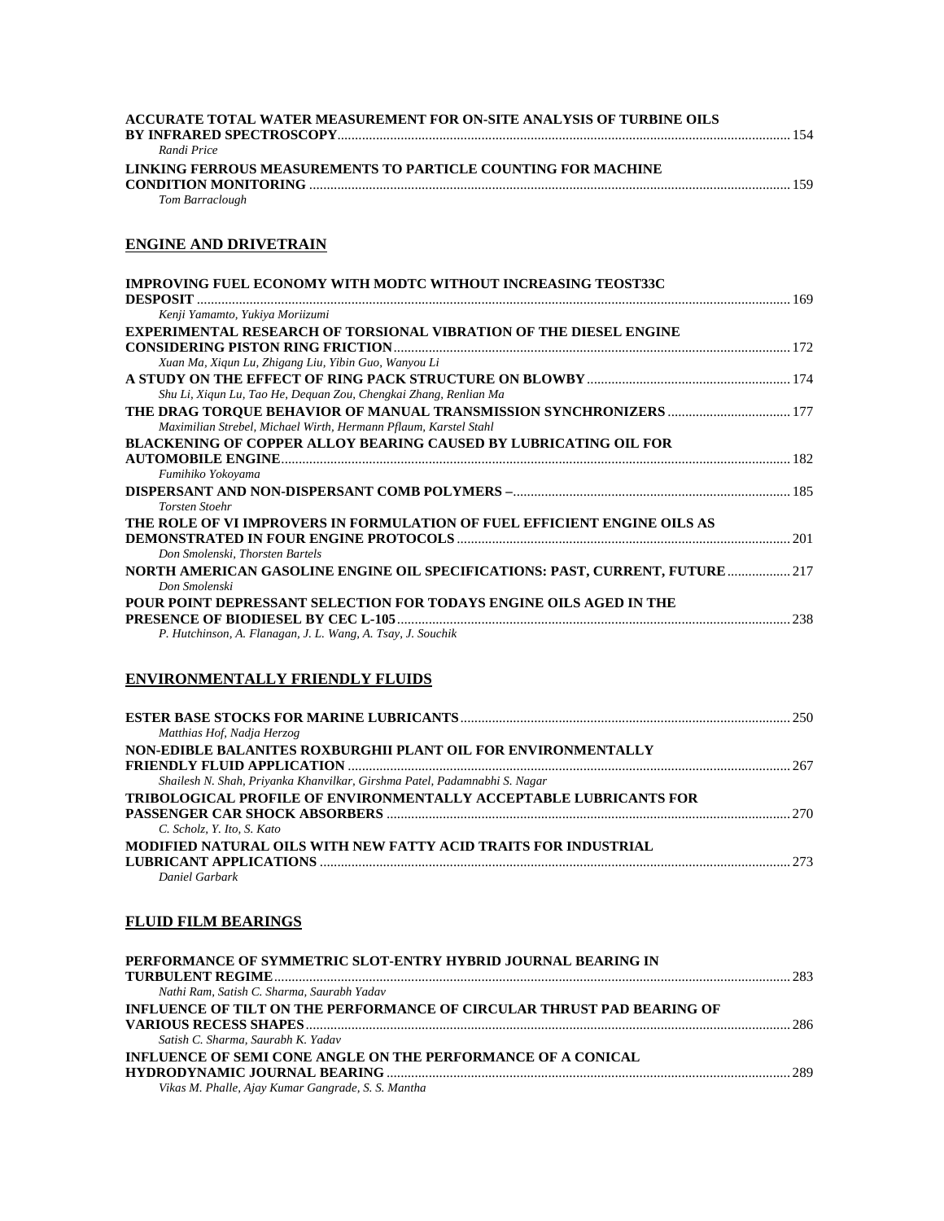**ACCURATE TOTAL WATER MEASUREMENT FOR ON-SITE ANALYSIS OF TURBINE OILS BY INFRARED SPECTROSCOPY** ........ 154
*Randi Price*

**LINKING FERROUS MEASUREMENTS TO PARTICLE COUNTING FOR MACHINE CONDITION MONITORING** ........ 159
*Tom Barraclough*

## ENGINE AND DRIVETRAIN

**IMPROVING FUEL ECONOMY WITH MODTC WITHOUT INCREASING TEOST33C DESPOSIT** ........ 169
*Kenji Yamamto, Yukiya Moriizumi*

**EXPERIMENTAL RESEARCH OF TORSIONAL VIBRATION OF THE DIESEL ENGINE CONSIDERING PISTON RING FRICTION** ........ 172
*Xuan Ma, Xiqun Lu, Zhigang Liu, Yibin Guo, Wanyou Li*

**A STUDY ON THE EFFECT OF RING PACK STRUCTURE ON BLOWBY** ........ 174
*Shu Li, Xiqun Lu, Tao He, Dequan Zou, Chengkai Zhang, Renlian Ma*

**THE DRAG TORQUE BEHAVIOR OF MANUAL TRANSMISSION SYNCHRONIZERS** ........ 177
*Maximilian Strebel, Michael Wirth, Hermann Pflaum, Karstel Stahl*

**BLACKENING OF COPPER ALLOY BEARING CAUSED BY LUBRICATING OIL FOR AUTOMOBILE ENGINE** ........ 182
*Fumihiko Yokoyama*

**DISPERSANT AND NON-DISPERSANT COMB POLYMERS –** ........ 185
*Torsten Stoehr*

**THE ROLE OF VI IMPROVERS IN FORMULATION OF FUEL EFFICIENT ENGINE OILS AS DEMONSTRATED IN FOUR ENGINE PROTOCOLS** ........ 201
*Don Smolenski, Thorsten Bartels*

**NORTH AMERICAN GASOLINE ENGINE OIL SPECIFICATIONS: PAST, CURRENT, FUTURE** ........ 217
*Don Smolenski*

**POUR POINT DEPRESSANT SELECTION FOR TODAYS ENGINE OILS AGED IN THE PRESENCE OF BIODIESEL BY CEC L-105** ........ 238
*P. Hutchinson, A. Flanagan, J. L. Wang, A. Tsay, J. Souchik*

## ENVIRONMENTALLY FRIENDLY FLUIDS

**ESTER BASE STOCKS FOR MARINE LUBRICANTS** ........ 250
*Matthias Hof, Nadja Herzog*

**NON-EDIBLE BALANITES ROXBURGHII PLANT OIL FOR ENVIRONMENTALLY FRIENDLY FLUID APPLICATION** ........ 267
*Shailesh N. Shah, Priyanka Khanvilkar, Girshma Patel, Padamnabhi S. Nagar*

**TRIBOLOGICAL PROFILE OF ENVIRONMENTALLY ACCEPTABLE LUBRICANTS FOR PASSENGER CAR SHOCK ABSORBERS** ........ 270
*C. Scholz, Y. Ito, S. Kato*

**MODIFIED NATURAL OILS WITH NEW FATTY ACID TRAITS FOR INDUSTRIAL LUBRICANT APPLICATIONS** ........ 273
*Daniel Garbark*

## FLUID FILM BEARINGS

**PERFORMANCE OF SYMMETRIC SLOT-ENTRY HYBRID JOURNAL BEARING IN TURBULENT REGIME** ........ 283
*Nathi Ram, Satish C. Sharma, Saurabh Yadav*

**INFLUENCE OF TILT ON THE PERFORMANCE OF CIRCULAR THRUST PAD BEARING OF VARIOUS RECESS SHAPES** ........ 286
*Satish C. Sharma, Saurabh K. Yadav*

**INFLUENCE OF SEMI CONE ANGLE ON THE PERFORMANCE OF A CONICAL HYDRODYNAMIC JOURNAL BEARING** ........ 289
*Vikas M. Phalle, Ajay Kumar Gangrade, S. S. Mantha*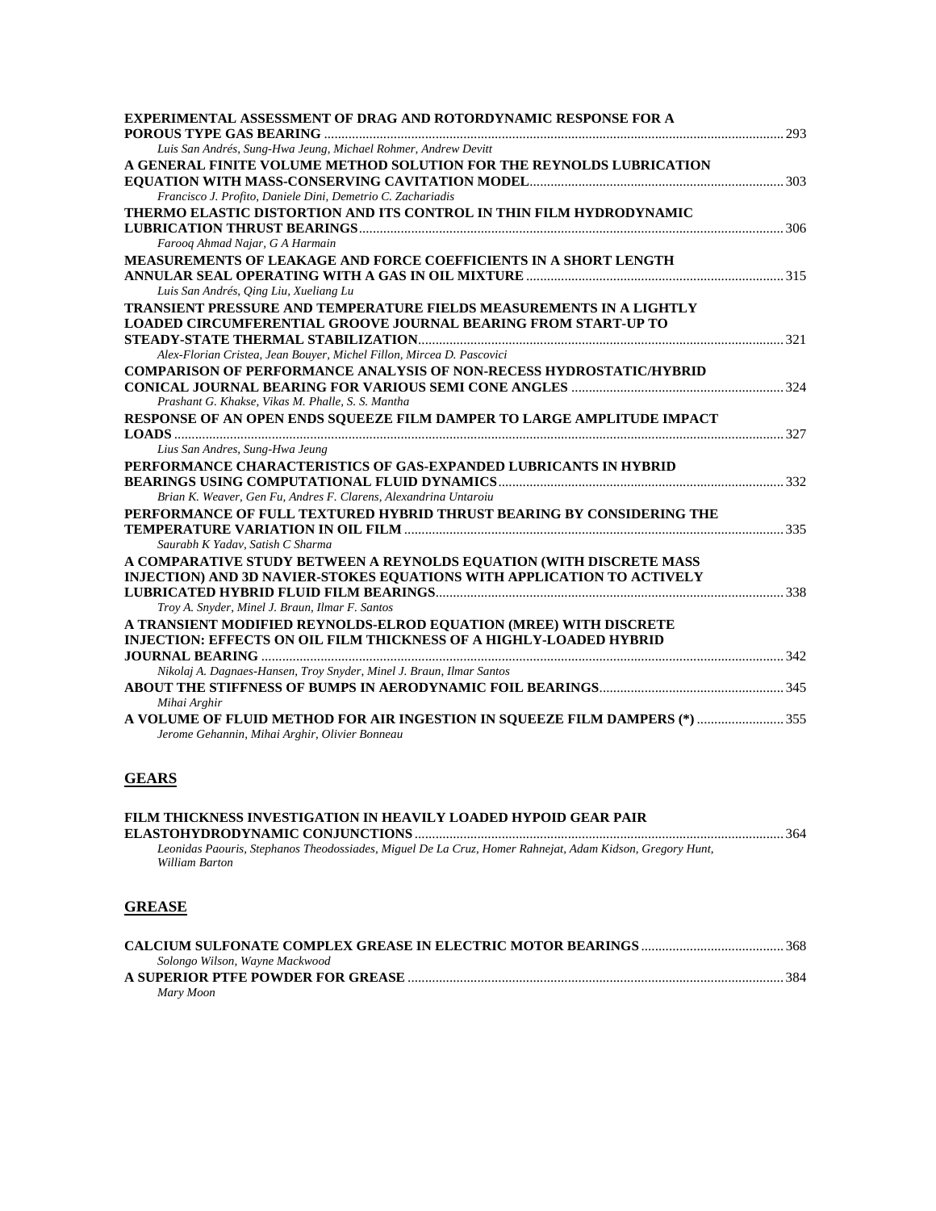**EXPERIMENTAL ASSESSMENT OF DRAG AND ROTORDYNAMIC RESPONSE FOR A POROUS TYPE GAS BEARING** ........ 293
*Luis San Andrés, Sung-Hwa Jeung, Michael Rohmer, Andrew Devitt*

**A GENERAL FINITE VOLUME METHOD SOLUTION FOR THE REYNOLDS LUBRICATION EQUATION WITH MASS-CONSERVING CAVITATION MODEL** ........ 303
*Francisco J. Profito, Daniele Dini, Demetrio C. Zachariadis*

**THERMO ELASTIC DISTORTION AND ITS CONTROL IN THIN FILM HYDRODYNAMIC LUBRICATION THRUST BEARINGS** ........ 306
*Farooq Ahmad Najar, G A Harmain*

**MEASUREMENTS OF LEAKAGE AND FORCE COEFFICIENTS IN A SHORT LENGTH ANNULAR SEAL OPERATING WITH A GAS IN OIL MIXTURE** ........ 315
*Luis San Andrés, Qing Liu, Xueliang Lu*

**TRANSIENT PRESSURE AND TEMPERATURE FIELDS MEASUREMENTS IN A LIGHTLY LOADED CIRCUMFERENTIAL GROOVE JOURNAL BEARING FROM START-UP TO STEADY-STATE THERMAL STABILIZATION** ........ 321
*Alex-Florian Cristea, Jean Bouyer, Michel Fillon, Mircea D. Pascovici*

**COMPARISON OF PERFORMANCE ANALYSIS OF NON-RECESS HYDROSTATIC/HYBRID CONICAL JOURNAL BEARING FOR VARIOUS SEMI CONE ANGLES** ........ 324
*Prashant G. Khakse, Vikas M. Phalle, S. S. Mantha*

**RESPONSE OF AN OPEN ENDS SQUEEZE FILM DAMPER TO LARGE AMPLITUDE IMPACT LOADS** ........ 327
*Lius San Andres, Sung-Hwa Jeung*

**PERFORMANCE CHARACTERISTICS OF GAS-EXPANDED LUBRICANTS IN HYBRID BEARINGS USING COMPUTATIONAL FLUID DYNAMICS** ........ 332
*Brian K. Weaver, Gen Fu, Andres F. Clarens, Alexandrina Untaroiu*

**PERFORMANCE OF FULL TEXTURED HYBRID THRUST BEARING BY CONSIDERING THE TEMPERATURE VARIATION IN OIL FILM** ........ 335
*Saurabh K Yadav, Satish C Sharma*

**A COMPARATIVE STUDY BETWEEN A REYNOLDS EQUATION (WITH DISCRETE MASS INJECTION) AND 3D NAVIER-STOKES EQUATIONS WITH APPLICATION TO ACTIVELY LUBRICATED HYBRID FLUID FILM BEARINGS** ........ 338
*Troy A. Snyder, Minel J. Braun, Ilmar F. Santos*

**A TRANSIENT MODIFIED REYNOLDS-ELROD EQUATION (MREE) WITH DISCRETE INJECTION: EFFECTS ON OIL FILM THICKNESS OF A HIGHLY-LOADED HYBRID JOURNAL BEARING** ........ 342
*Nikolaj A. Dagnaes-Hansen, Troy Snyder, Minel J. Braun, Ilmar Santos*

**ABOUT THE STIFFNESS OF BUMPS IN AERODYNAMIC FOIL BEARINGS** ........ 345
*Mihai Arghir*

**A VOLUME OF FLUID METHOD FOR AIR INGESTION IN SQUEEZE FILM DAMPERS (*)** ........ 355
*Jerome Gehannin, Mihai Arghir, Olivier Bonneau*

## GEARS

**FILM THICKNESS INVESTIGATION IN HEAVILY LOADED HYPOID GEAR PAIR ELASTOHYDRODYNAMIC CONJUNCTIONS** ........ 364
*Leonidas Paouris, Stephanos Theodossiades, Miguel De La Cruz, Homer Rahnejat, Adam Kidson, Gregory Hunt, William Barton*

## GREASE

**CALCIUM SULFONATE COMPLEX GREASE IN ELECTRIC MOTOR BEARINGS** ........ 368
*Solongo Wilson, Wayne Mackwood*

**A SUPERIOR PTFE POWDER FOR GREASE** ........ 384
*Mary Moon*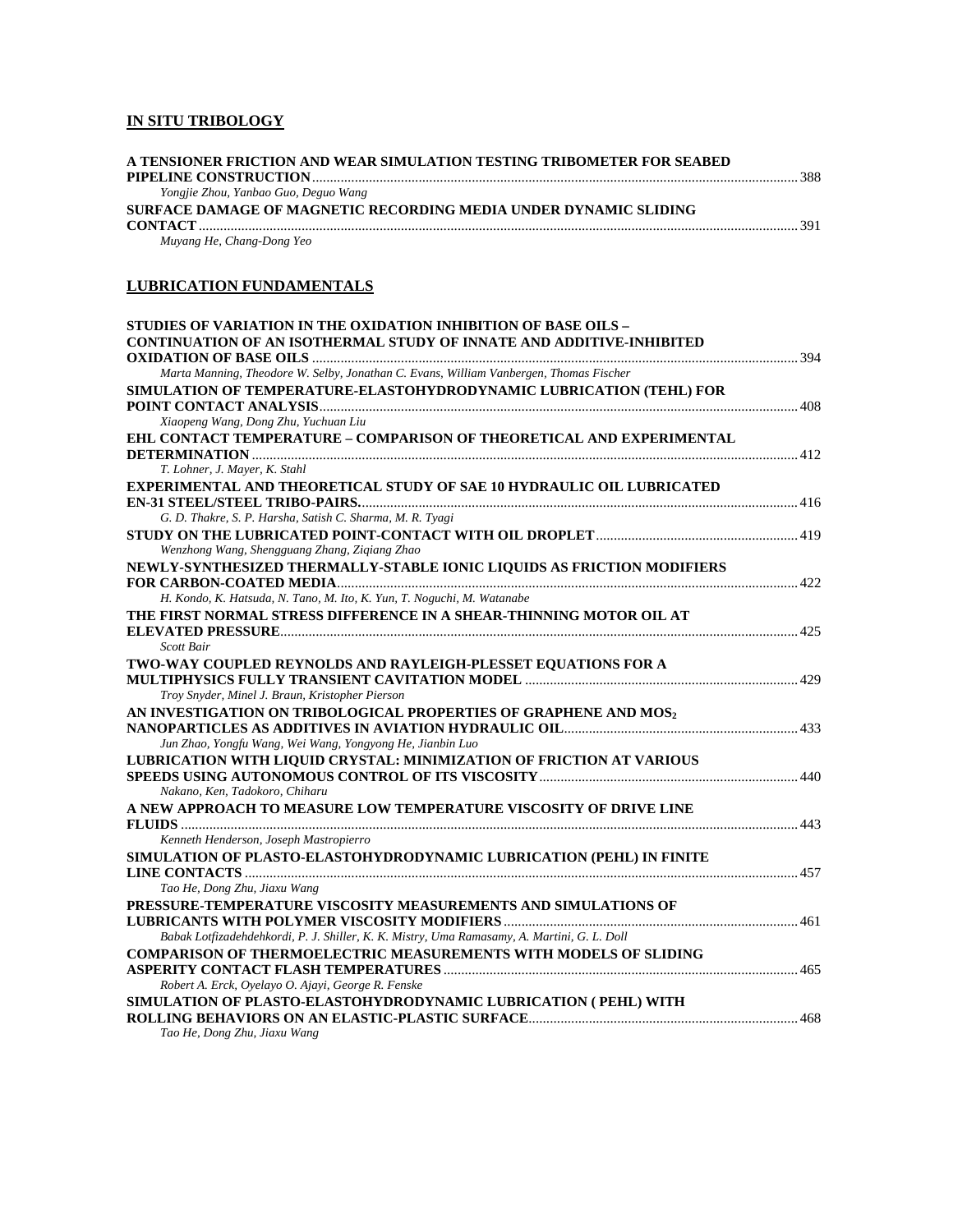## IN SITU TRIBOLOGY

**A TENSIONER FRICTION AND WEAR SIMULATION TESTING TRIBOMETER FOR SEABED PIPELINE CONSTRUCTION** ........ 388
*Yongjie Zhou, Yanbao Guo, Deguo Wang*

**SURFACE DAMAGE OF MAGNETIC RECORDING MEDIA UNDER DYNAMIC SLIDING CONTACT** ........ 391
*Muyang He, Chang-Dong Yeo*

## LUBRICATION FUNDAMENTALS

**STUDIES OF VARIATION IN THE OXIDATION INHIBITION OF BASE OILS – CONTINUATION OF AN ISOTHERMAL STUDY OF INNATE AND ADDITIVE-INHIBITED OXIDATION OF BASE OILS** ........ 394
*Marta Manning, Theodore W. Selby, Jonathan C. Evans, William Vanbergen, Thomas Fischer*

**SIMULATION OF TEMPERATURE-ELASTOHYDRODYNAMIC LUBRICATION (TEHL) FOR POINT CONTACT ANALYSIS** ........ 408
*Xiaopeng Wang, Dong Zhu, Yuchuan Liu*

**EHL CONTACT TEMPERATURE – COMPARISON OF THEORETICAL AND EXPERIMENTAL DETERMINATION** ........ 412
*T. Lohner, J. Mayer, K. Stahl*

**EXPERIMENTAL AND THEORETICAL STUDY OF SAE 10 HYDRAULIC OIL LUBRICATED EN-31 STEEL/STEEL TRIBO-PAIRS.** ........ 416
*G. D. Thakre, S. P. Harsha, Satish C. Sharma, M. R. Tyagi*

**STUDY ON THE LUBRICATED POINT-CONTACT WITH OIL DROPLET** ........ 419
*Wenzhong Wang, Shengguang Zhang, Ziqiang Zhao*

**NEWLY-SYNTHESIZED THERMALLY-STABLE IONIC LIQUIDS AS FRICTION MODIFIERS FOR CARBON-COATED MEDIA** ........ 422
*H. Kondo, K. Hatsuda, N. Tano, M. Ito, K. Yun, T. Noguchi, M. Watanabe*

**THE FIRST NORMAL STRESS DIFFERENCE IN A SHEAR-THINNING MOTOR OIL AT ELEVATED PRESSURE** ........ 425
*Scott Bair*

**TWO-WAY COUPLED REYNOLDS AND RAYLEIGH-PLESSET EQUATIONS FOR A MULTIPHYSICS FULLY TRANSIENT CAVITATION MODEL** ........ 429
*Troy Snyder, Minel J. Braun, Kristopher Pierson*

**AN INVESTIGATION ON TRIBOLOGICAL PROPERTIES OF GRAPHENE AND $MOS_2$ NANOPARTICLES AS ADDITIVES IN AVIATION HYDRAULIC OIL** ........ 433
*Jun Zhao, Yongfu Wang, Wei Wang, Yongyong He, Jianbin Luo*

**LUBRICATION WITH LIQUID CRYSTAL: MINIMIZATION OF FRICTION AT VARIOUS SPEEDS USING AUTONOMOUS CONTROL OF ITS VISCOSITY** ........ 440
*Nakano, Ken, Tadokoro, Chiharu*

**A NEW APPROACH TO MEASURE LOW TEMPERATURE VISCOSITY OF DRIVE LINE FLUIDS** ........ 443
*Kenneth Henderson, Joseph Mastropierro*

**SIMULATION OF PLASTO-ELASTOHYDRODYNAMIC LUBRICATION (PEHL) IN FINITE LINE CONTACTS** ........ 457
*Tao He, Dong Zhu, Jiaxu Wang*

**PRESSURE-TEMPERATURE VISCOSITY MEASUREMENTS AND SIMULATIONS OF LUBRICANTS WITH POLYMER VISCOSITY MODIFIERS** ........ 461
*Babak Lotfizadehdehkordi, P. J. Shiller, K. K. Mistry, Uma Ramasamy, A. Martini, G. L. Doll*

**COMPARISON OF THERMOELECTRIC MEASUREMENTS WITH MODELS OF SLIDING ASPERITY CONTACT FLASH TEMPERATURES** ........ 465
*Robert A. Erck, Oyelayo O. Ajayi, George R. Fenske*

**SIMULATION OF PLASTO-ELASTOHYDRODYNAMIC LUBRICATION ( PEHL) WITH ROLLING BEHAVIORS ON AN ELASTIC-PLASTIC SURFACE** ........ 468
*Tao He, Dong Zhu, Jiaxu Wang*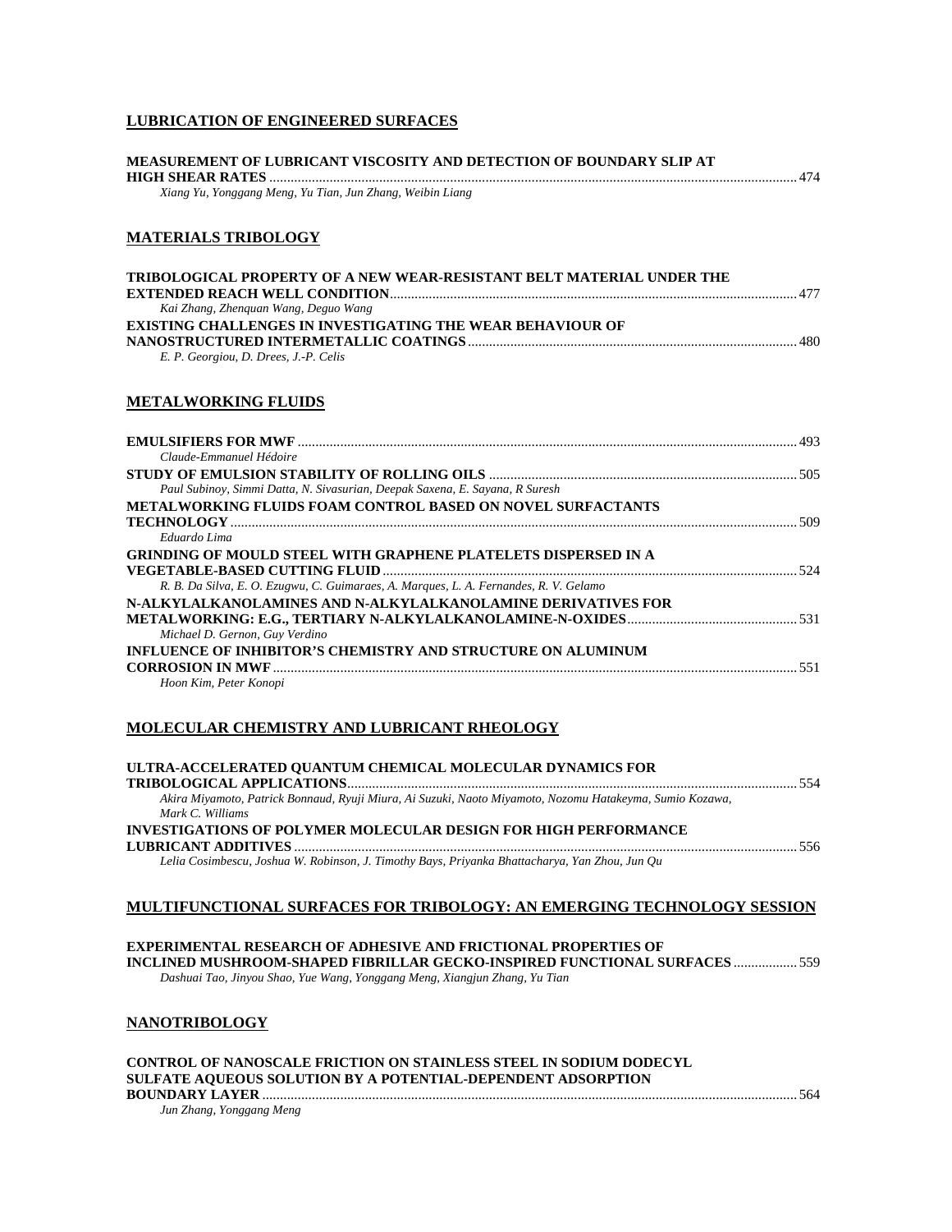## LUBRICATION OF ENGINEERED SURFACES

**MEASUREMENT OF LUBRICANT VISCOSITY AND DETECTION OF BOUNDARY SLIP AT HIGH SHEAR RATES** ........ 474
*Xiang Yu, Yonggang Meng, Yu Tian, Jun Zhang, Weibin Liang*

## MATERIALS TRIBOLOGY

**TRIBOLOGICAL PROPERTY OF A NEW WEAR-RESISTANT BELT MATERIAL UNDER THE EXTENDED REACH WELL CONDITION** ........ 477
*Kai Zhang, Zhenquan Wang, Deguo Wang*

**EXISTING CHALLENGES IN INVESTIGATING THE WEAR BEHAVIOUR OF NANOSTRUCTURED INTERMETALLIC COATINGS** ........ 480
*E. P. Georgiou, D. Drees, J.-P. Celis*

## METALWORKING FLUIDS

**EMULSIFIERS FOR MWF** ........ 493
*Claude-Emmanuel Hédoire*

**STUDY OF EMULSION STABILITY OF ROLLING OILS** ........ 505
*Paul Subinoy, Simmi Datta, N. Sivasurian, Deepak Saxena, E. Sayana, R Suresh*

**METALWORKING FLUIDS FOAM CONTROL BASED ON NOVEL SURFACTANTS TECHNOLOGY** ........ 509
*Eduardo Lima*

**GRINDING OF MOULD STEEL WITH GRAPHENE PLATELETS DISPERSED IN A VEGETABLE-BASED CUTTING FLUID** ........ 524
*R. B. Da Silva, E. O. Ezugwu, C. Guimaraes, A. Marques, L. A. Fernandes, R. V. Gelamo*

**N-ALKYLALKANOLAMINES AND N-ALKYLALKANOLAMINE DERIVATIVES FOR METALWORKING: E.G., TERTIARY N-ALKYLALKANOLAMINE-N-OXIDES** ........ 531
*Michael D. Gernon, Guy Verdino*

**INFLUENCE OF INHIBITOR'S CHEMISTRY AND STRUCTURE ON ALUMINUM CORROSION IN MWF** ........ 551
*Hoon Kim, Peter Konopi*

## MOLECULAR CHEMISTRY AND LUBRICANT RHEOLOGY

**ULTRA-ACCELERATED QUANTUM CHEMICAL MOLECULAR DYNAMICS FOR TRIBOLOGICAL APPLICATIONS** ........ 554
*Akira Miyamoto, Patrick Bonnaud, Ryuji Miura, Ai Suzuki, Naoto Miyamoto, Nozomu Hatakeyma, Sumio Kozawa, Mark C. Williams*

**INVESTIGATIONS OF POLYMER MOLECULAR DESIGN FOR HIGH PERFORMANCE LUBRICANT ADDITIVES** ........ 556
*Lelia Cosimbescu, Joshua W. Robinson, J. Timothy Bays, Priyanka Bhattacharya, Yan Zhou, Jun Qu*

## MULTIFUNCTIONAL SURFACES FOR TRIBOLOGY: AN EMERGING TECHNOLOGY SESSION

**EXPERIMENTAL RESEARCH OF ADHESIVE AND FRICTIONAL PROPERTIES OF INCLINED MUSHROOM-SHAPED FIBRILLAR GECKO-INSPIRED FUNCTIONAL SURFACES** ........ 559
*Dashuai Tao, Jinyou Shao, Yue Wang, Yonggang Meng, Xiangjun Zhang, Yu Tian*

## NANOTRIBOLOGY

**CONTROL OF NANOSCALE FRICTION ON STAINLESS STEEL IN SODIUM DODECYL SULFATE AQUEOUS SOLUTION BY A POTENTIAL-DEPENDENT ADSORPTION BOUNDARY LAYER** ........ 564
*Jun Zhang, Yonggang Meng*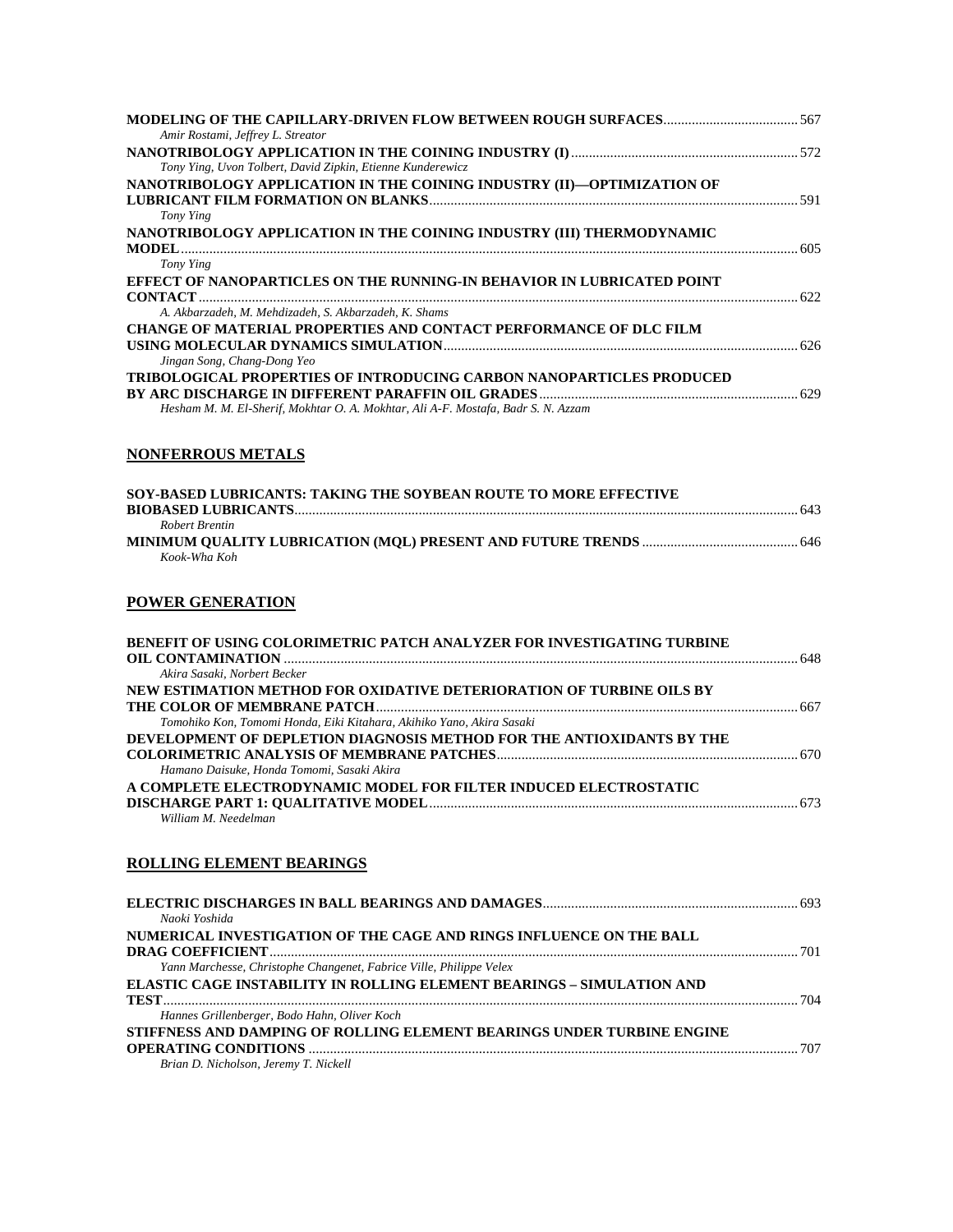**MODELING OF THE CAPILLARY-DRIVEN FLOW BETWEEN ROUGH SURFACES** ..................................... 567
*Amir Rostami, Jeffrey L. Streator*

**NANOTRIBOLOGY APPLICATION IN THE COINING INDUSTRY (I)** ............................................................... 572
*Tony Ying, Uvon Tolbert, David Zipkin, Etienne Kunderewicz*

**NANOTRIBOLOGY APPLICATION IN THE COINING INDUSTRY (II)—OPTIMIZATION OF LUBRICANT FILM FORMATION ON BLANKS** ....................................................................................................... 591
*Tony Ying*

**NANOTRIBOLOGY APPLICATION IN THE COINING INDUSTRY (III) THERMODYNAMIC MODEL** ........................................................................................................................................................... 605
*Tony Ying*

**EFFECT OF NANOPARTICLES ON THE RUNNING-IN BEHAVIOR IN LUBRICATED POINT CONTACT** ....................................................................................................................................................... 622
*A. Akbarzadeh, M. Mehdizadeh, S. Akbarzadeh, K. Shams*

**CHANGE OF MATERIAL PROPERTIES AND CONTACT PERFORMANCE OF DLC FILM USING MOLECULAR DYNAMICS SIMULATION** .................................................................................................. 626
*Jingan Song, Chang-Dong Yeo*

**TRIBOLOGICAL PROPERTIES OF INTRODUCING CARBON NANOPARTICLES PRODUCED BY ARC DISCHARGE IN DIFFERENT PARAFFIN OIL GRADES** ........................................................................ 629
*Hesham M. M. El-Sherif, Mokhtar O. A. Mokhtar, Ali A-F. Mostafa, Badr S. N. Azzam*

## NONFERROUS METALS

**SOY-BASED LUBRICANTS: TAKING THE SOYBEAN ROUTE TO MORE EFFECTIVE BIOBASED LUBRICANTS** ........................................................................................................................................... 643
*Robert Brentin*

**MINIMUM QUALITY LUBRICATION (MQL) PRESENT AND FUTURE TRENDS** ........................................... 646
*Kook-Wha Koh*

## POWER GENERATION

**BENEFIT OF USING COLORIMETRIC PATCH ANALYZER FOR INVESTIGATING TURBINE OIL CONTAMINATION** ............................................................................................................................................... 648
*Akira Sasaki, Norbert Becker*

**NEW ESTIMATION METHOD FOR OXIDATIVE DETERIORATION OF TURBINE OILS BY THE COLOR OF MEMBRANE PATCH** ..................................................................................................................... 667
*Tomohiko Kon, Tomomi Honda, Eiki Kitahara, Akihiko Yano, Akira Sasaki*

**DEVELOPMENT OF DEPLETION DIAGNOSIS METHOD FOR THE ANTIOXIDANTS BY THE COLORIMETRIC ANALYSIS OF MEMBRANE PATCHES** .................................................................................... 670
*Hamano Daisuke, Honda Tomomi, Sasaki Akira*

**A COMPLETE ELECTRODYNAMIC MODEL FOR FILTER INDUCED ELECTROSTATIC DISCHARGE PART 1: QUALITATIVE MODEL** ....................................................................................................... 673
*William M. Needelman*

## ROLLING ELEMENT BEARINGS

**ELECTRIC DISCHARGES IN BALL BEARINGS AND DAMAGES** ....................................................................... 693
*Naoki Yoshida*

**NUMERICAL INVESTIGATION OF THE CAGE AND RINGS INFLUENCE ON THE BALL DRAG COEFFICIENT** ................................................................................................................................................... 701
*Yann Marchesse, Christophe Changenet, Fabrice Ville, Philippe Velex*

**ELASTIC CAGE INSTABILITY IN ROLLING ELEMENT BEARINGS – SIMULATION AND TEST** ............................................................................................................................................................... 704
*Hannes Grillenberger, Bodo Hahn, Oliver Koch*

**STIFFNESS AND DAMPING OF ROLLING ELEMENT BEARINGS UNDER TURBINE ENGINE OPERATING CONDITIONS** ....................................................................................................................................... 707
*Brian D. Nicholson, Jeremy T. Nickell*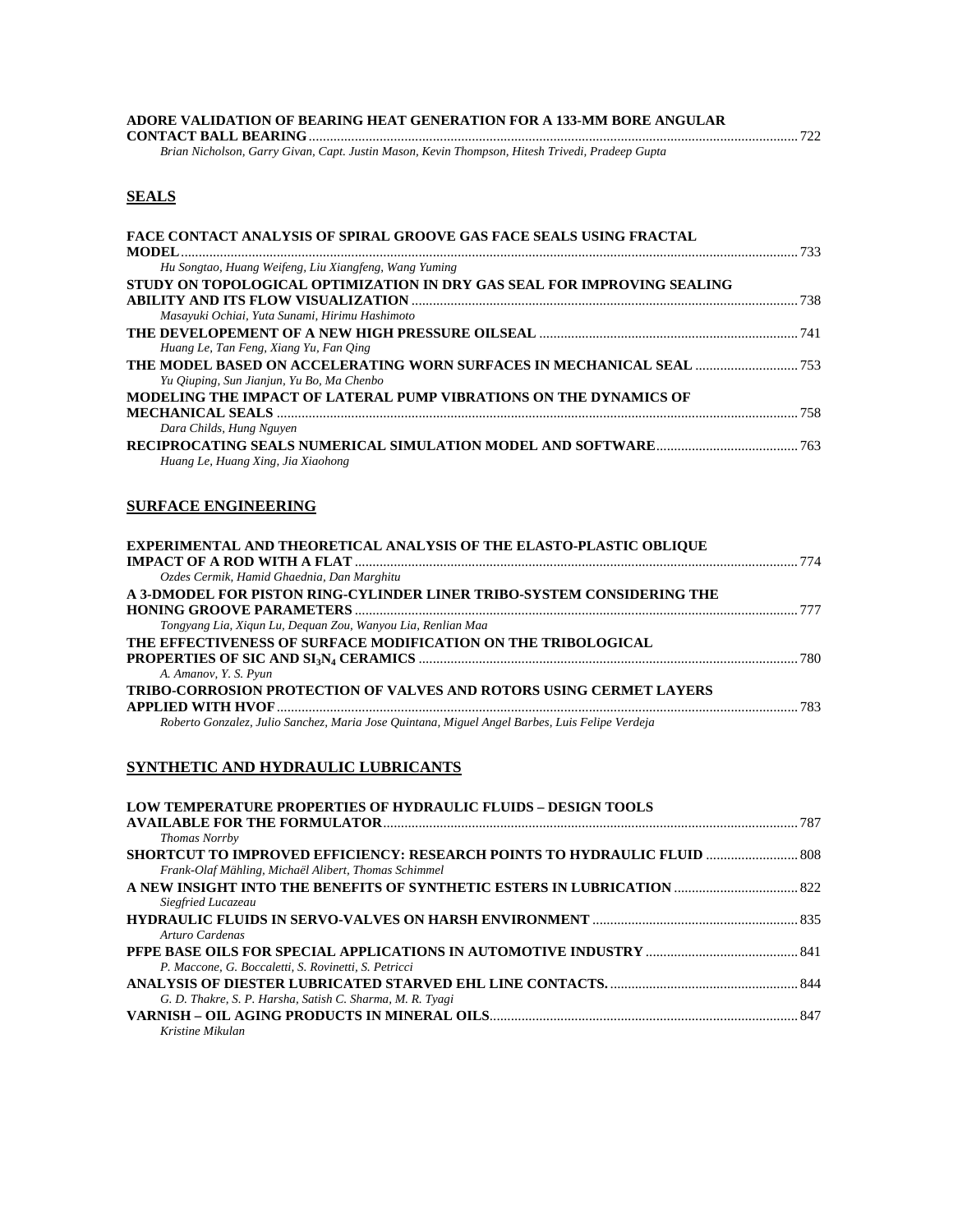**ADORE VALIDATION OF BEARING HEAT GENERATION FOR A 133-MM BORE ANGULAR CONTACT BALL BEARING** ........ 722
*Brian Nicholson, Garry Givan, Capt. Justin Mason, Kevin Thompson, Hitesh Trivedi, Pradeep Gupta*

## SEALS

**FACE CONTACT ANALYSIS OF SPIRAL GROOVE GAS FACE SEALS USING FRACTAL MODEL** ........ 733
*Hu Songtao, Huang Weifeng, Liu Xiangfeng, Wang Yuming*

**STUDY ON TOPOLOGICAL OPTIMIZATION IN DRY GAS SEAL FOR IMPROVING SEALING ABILITY AND ITS FLOW VISUALIZATION** ........ 738
*Masayuki Ochiai, Yuta Sunami, Hirimu Hashimoto*

**THE DEVELOPEMENT OF A NEW HIGH PRESSURE OILSEAL** ........ 741
*Huang Le, Tan Feng, Xiang Yu, Fan Qing*

**THE MODEL BASED ON ACCELERATING WORN SURFACES IN MECHANICAL SEAL** ........ 753
*Yu Qiuping, Sun Jianjun, Yu Bo, Ma Chenbo*

**MODELING THE IMPACT OF LATERAL PUMP VIBRATIONS ON THE DYNAMICS OF MECHANICAL SEALS** ........ 758
*Dara Childs, Hung Nguyen*

**RECIPROCATING SEALS NUMERICAL SIMULATION MODEL AND SOFTWARE** ........ 763
*Huang Le, Huang Xing, Jia Xiaohong*

## SURFACE ENGINEERING

**EXPERIMENTAL AND THEORETICAL ANALYSIS OF THE ELASTO-PLASTIC OBLIQUE IMPACT OF A ROD WITH A FLAT** ........ 774
*Ozdes Cermik, Hamid Ghaednia, Dan Marghitu*

**A 3-DMODEL FOR PISTON RING-CYLINDER LINER TRIBO-SYSTEM CONSIDERING THE HONING GROOVE PARAMETERS** ........ 777
*Tongyang Lia, Xiqun Lu, Dequan Zou, Wanyou Lia, Renlian Maa*

**THE EFFECTIVENESS OF SURFACE MODIFICATION ON THE TRIBOLOGICAL PROPERTIES OF SIC AND $SI_3N_4$ CERAMICS** ........ 780
*A. Amanov, Y. S. Pyun*

**TRIBO-CORROSION PROTECTION OF VALVES AND ROTORS USING CERMET LAYERS APPLIED WITH HVOF** ........ 783
*Roberto Gonzalez, Julio Sanchez, Maria Jose Quintana, Miguel Angel Barbes, Luis Felipe Verdeja*

## SYNTHETIC AND HYDRAULIC LUBRICANTS

**LOW TEMPERATURE PROPERTIES OF HYDRAULIC FLUIDS – DESIGN TOOLS AVAILABLE FOR THE FORMULATOR** ........ 787
*Thomas Norrby*

**SHORTCUT TO IMPROVED EFFICIENCY: RESEARCH POINTS TO HYDRAULIC FLUID** ........ 808
*Frank-Olaf Mähling, Michaël Alibert, Thomas Schimmel*

**A NEW INSIGHT INTO THE BENEFITS OF SYNTHETIC ESTERS IN LUBRICATION** ........ 822
*Siegfried Lucazeau*

**HYDRAULIC FLUIDS IN SERVO-VALVES ON HARSH ENVIRONMENT** ........ 835
*Arturo Cardenas*

**PFPE BASE OILS FOR SPECIAL APPLICATIONS IN AUTOMOTIVE INDUSTRY** ........ 841
*P. Maccone, G. Boccaletti, S. Rovinetti, S. Petricci*

**ANALYSIS OF DIESTER LUBRICATED STARVED EHL LINE CONTACTS.** ........ 844
*G. D. Thakre, S. P. Harsha, Satish C. Sharma, M. R. Tyagi*

**VARNISH – OIL AGING PRODUCTS IN MINERAL OILS** ........ 847
*Kristine Mikulan*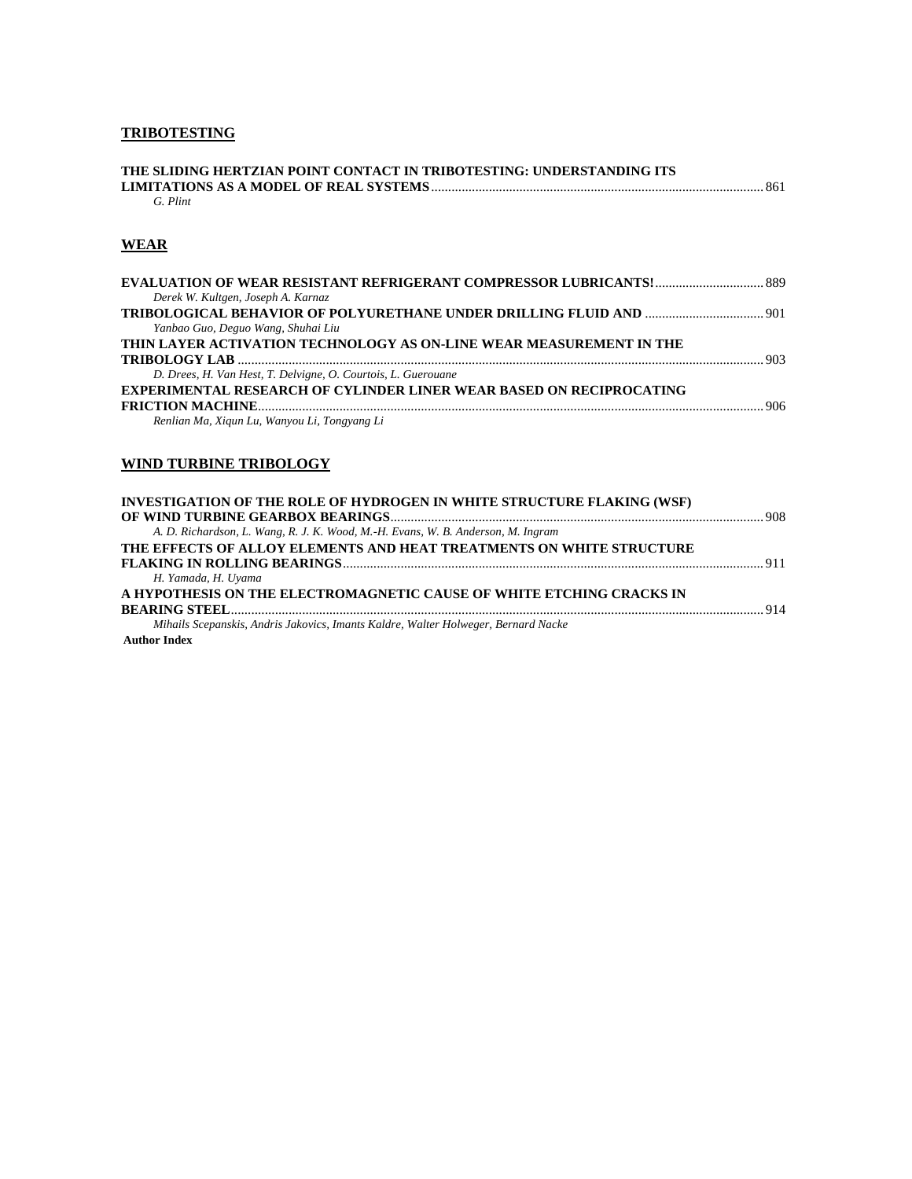## TRIBOTESTING

**THE SLIDING HERTZIAN POINT CONTACT IN TRIBOTESTING: UNDERSTANDING ITS LIMITATIONS AS A MODEL OF REAL SYSTEMS** ........ 861
*G. Plint*

## WEAR

**EVALUATION OF WEAR RESISTANT REFRIGERANT COMPRESSOR LUBRICANTS!** ........ 889
*Derek W. Kultgen, Joseph A. Karnaz*

**TRIBOLOGICAL BEHAVIOR OF POLYURETHANE UNDER DRILLING FLUID AND** ........ 901
*Yanbao Guo, Deguo Wang, Shuhai Liu*

**THIN LAYER ACTIVATION TECHNOLOGY AS ON-LINE WEAR MEASUREMENT IN THE TRIBOLOGY LAB** ........ 903
*D. Drees, H. Van Hest, T. Delvigne, O. Courtois, L. Guerouane*

**EXPERIMENTAL RESEARCH OF CYLINDER LINER WEAR BASED ON RECIPROCATING FRICTION MACHINE** ........ 906
*Renlian Ma, Xiqun Lu, Wanyou Li, Tongyang Li*

## WIND TURBINE TRIBOLOGY

**INVESTIGATION OF THE ROLE OF HYDROGEN IN WHITE STRUCTURE FLAKING (WSF) OF WIND TURBINE GEARBOX BEARINGS** ........ 908
*A. D. Richardson, L. Wang, R. J. K. Wood, M.-H. Evans, W. B. Anderson, M. Ingram*

**THE EFFECTS OF ALLOY ELEMENTS AND HEAT TREATMENTS ON WHITE STRUCTURE FLAKING IN ROLLING BEARINGS** ........ 911
*H. Yamada, H. Uyama*

**A HYPOTHESIS ON THE ELECTROMAGNETIC CAUSE OF WHITE ETCHING CRACKS IN BEARING STEEL** ........ 914
*Mihails Scepanskis, Andris Jakovics, Imants Kaldre, Walter Holweger, Bernard Nacke*

**Author Index**